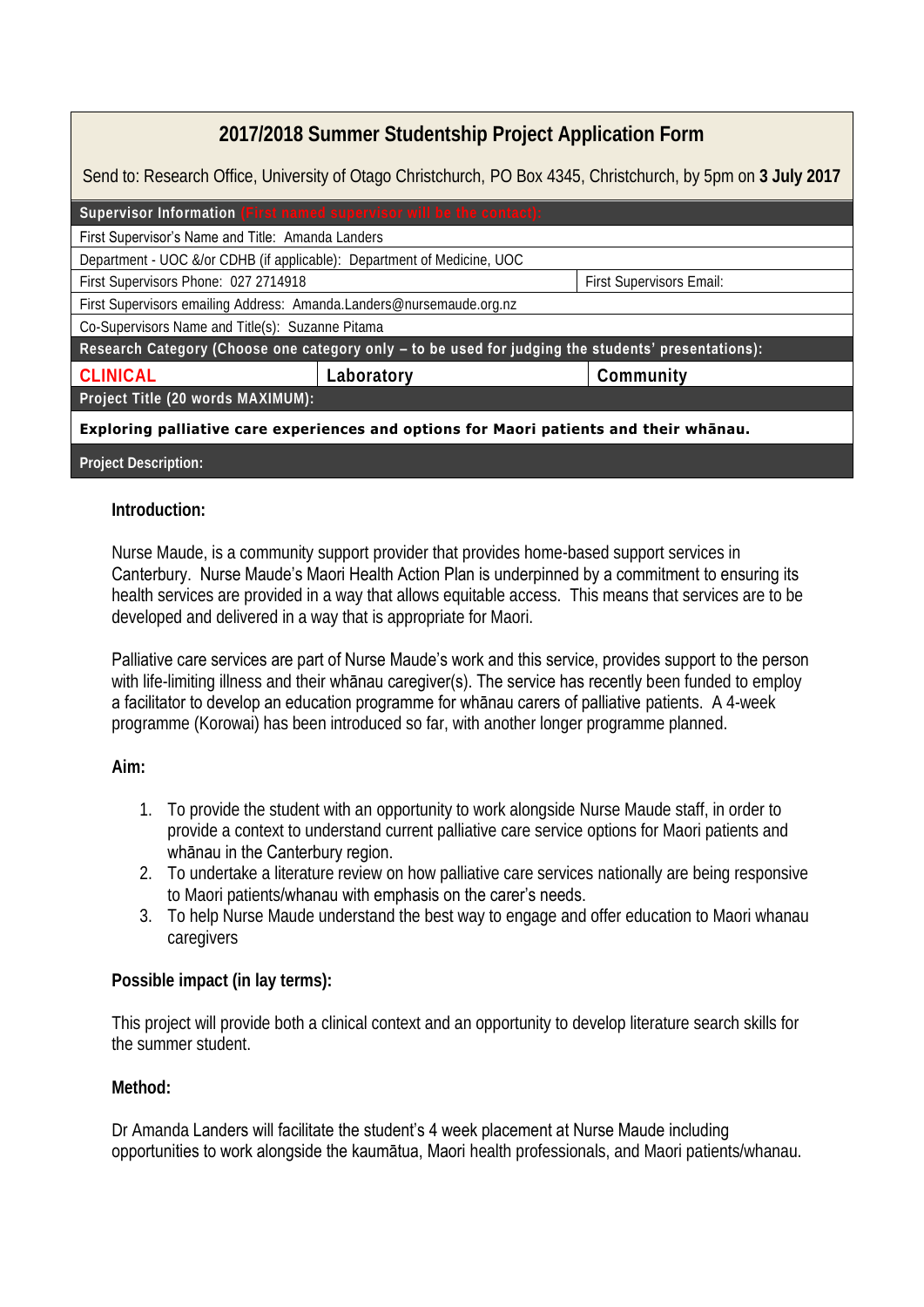# 2017/2018 Summer Studentship Project Application Form

Send to: Research Office, University of Otago Christchurch, PO Box 4345, Christchurch, by 5pm on **3 July 2017**

| **Supervisor Information** (First named supervisor will be the contact): | | |
|---|---|---|
| First Supervisor's Name and Title: Amanda Landers | | |
| Department - UOC &/or CDHB (if applicable): Department of Medicine, UOC | | |
| First Supervisors Phone: 027 2714918 | | First Supervisors Email: |
| First Supervisors emailing Address: Amanda.Landers@nursemaude.org.nz | | |
| Co-Supervisors Name and Title(s): Suzanne Pitama | | |
| **Research Category (Choose one category only – to be used for judging the students' presentations):** | | |
| **CLINICAL** | **Laboratory** | **Community** |
| **Project Title (20 words MAXIMUM):** | | |
| **Exploring palliative care experiences and options for Maori patients and their whānau.** | | |
| **Project Description:** | | |

### Introduction:

Nurse Maude, is a community support provider that provides home-based support services in Canterbury. Nurse Maude's Maori Health Action Plan is underpinned by a commitment to ensuring its health services are provided in a way that allows equitable access. This means that services are to be developed and delivered in a way that is appropriate for Maori.

Palliative care services are part of Nurse Maude's work and this service, provides support to the person with life-limiting illness and their whānau caregiver(s). The service has recently been funded to employ a facilitator to develop an education programme for whānau carers of palliative patients. A 4-week programme (Korowai) has been introduced so far, with another longer programme planned.

### Aim:

1. To provide the student with an opportunity to work alongside Nurse Maude staff, in order to provide a context to understand current palliative care service options for Maori patients and whānau in the Canterbury region.
2. To undertake a literature review on how palliative care services nationally are being responsive to Maori patients/whanau with emphasis on the carer's needs.
3. To help Nurse Maude understand the best way to engage and offer education to Maori whanau caregivers

### Possible impact (in lay terms):

This project will provide both a clinical context and an opportunity to develop literature search skills for the summer student.

### Method:

Dr Amanda Landers will facilitate the student's 4 week placement at Nurse Maude including opportunities to work alongside the kaumātua, Maori health professionals, and Maori patients/whanau.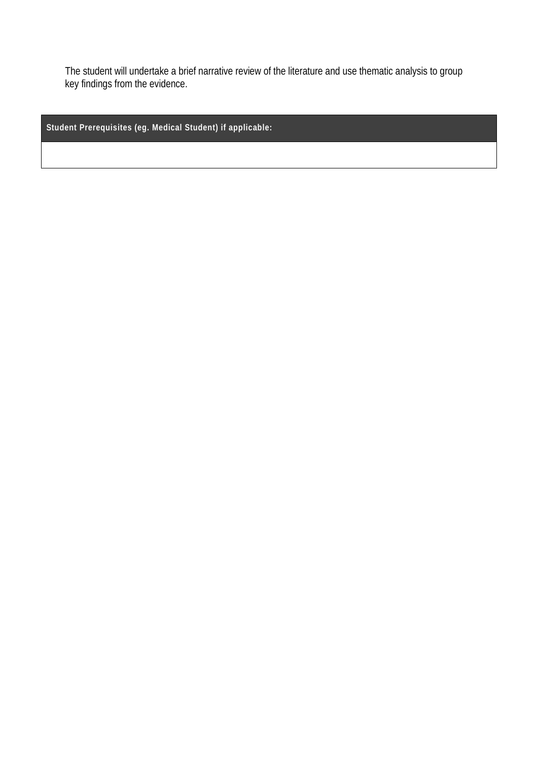The student will undertake a brief narrative review of the literature and use thematic analysis to group key findings from the evidence.

| **Student Prerequisites (eg. Medical Student) if applicable:** |
| --- |
| |